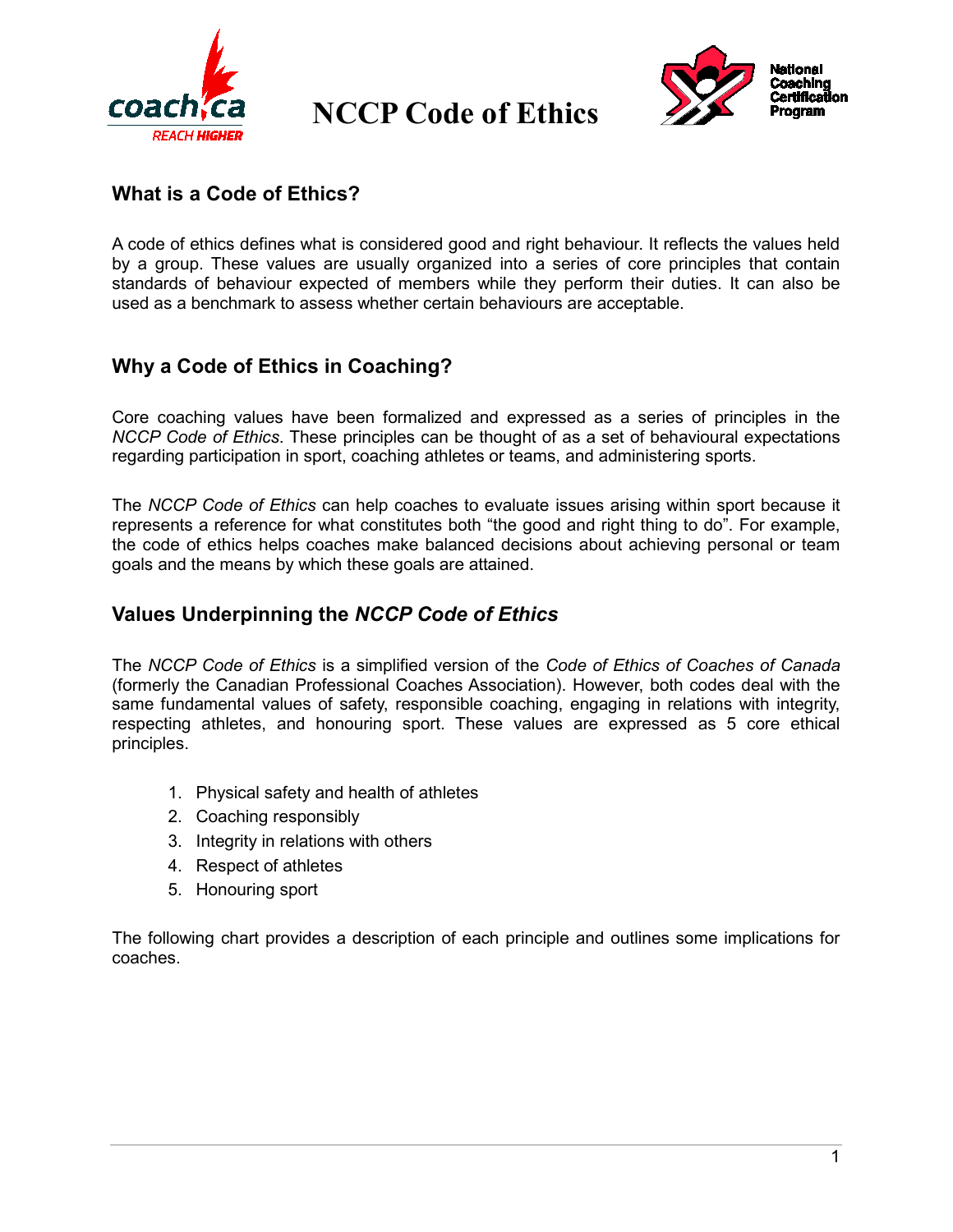# NCCP Code of Ethics

## What is a Code of Ethics?

A code of ethics defines what is considered good and right behaviour. It reflects the values held by a group. These values are usually organized into a series of core principles that contain standards of behaviour expected of members while they perform their duties. It can also be used as a benchmark to assess whether certain behaviours are acceptable.

## Why a Code of Ethics in Coaching?

Core coaching values have been formalized and expressed as a series of principles in the *NCCP Code of Ethics*. These principles can be thought of as a set of behavioural expectations regarding participation in sport, coaching athletes or teams, and administering sports.

The *NCCP Code of Ethics* can help coaches to evaluate issues arising within sport because it represents a reference for what constitutes both "the good and right thing to do". For example, the code of ethics helps coaches make balanced decisions about achieving personal or team goals and the means by which these goals are attained.

## Values Underpinning the *NCCP Code of Ethics*

The *NCCP Code of Ethics* is a simplified version of the *Code of Ethics of Coaches of Canada* (formerly the Canadian Professional Coaches Association). However, both codes deal with the same fundamental values of safety, responsible coaching, engaging in relations with integrity, respecting athletes, and honouring sport. These values are expressed as 5 core ethical principles.

1. Physical safety and health of athletes
2. Coaching responsibly
3. Integrity in relations with others
4. Respect of athletes
5. Honouring sport

The following chart provides a description of each principle and outlines some implications for coaches.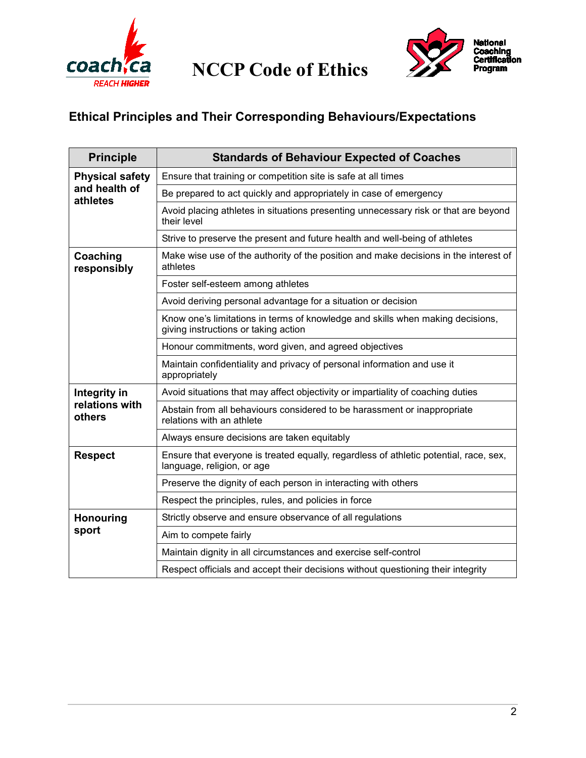# NCCP Code of Ethics

## Ethical Principles and Their Corresponding Behaviours/Expectations

| Principle | Standards of Behaviour Expected of Coaches |
|---|---|
| **Physical safety and health of athletes** | Ensure that training or competition site is safe at all times |
| | Be prepared to act quickly and appropriately in case of emergency |
| | Avoid placing athletes in situations presenting unnecessary risk or that are beyond their level |
| | Strive to preserve the present and future health and well-being of athletes |
| **Coaching responsibly** | Make wise use of the authority of the position and make decisions in the interest of athletes |
| | Foster self-esteem among athletes |
| | Avoid deriving personal advantage for a situation or decision |
| | Know one's limitations in terms of knowledge and skills when making decisions, giving instructions or taking action |
| | Honour commitments, word given, and agreed objectives |
| | Maintain confidentiality and privacy of personal information and use it appropriately |
| **Integrity in relations with others** | Avoid situations that may affect objectivity or impartiality of coaching duties |
| | Abstain from all behaviours considered to be harassment or inappropriate relations with an athlete |
| | Always ensure decisions are taken equitably |
| **Respect** | Ensure that everyone is treated equally, regardless of athletic potential, race, sex, language, religion, or age |
| | Preserve the dignity of each person in interacting with others |
| | Respect the principles, rules, and policies in force |
| **Honouring sport** | Strictly observe and ensure observance of all regulations |
| | Aim to compete fairly |
| | Maintain dignity in all circumstances and exercise self-control |
| | Respect officials and accept their decisions without questioning their integrity |